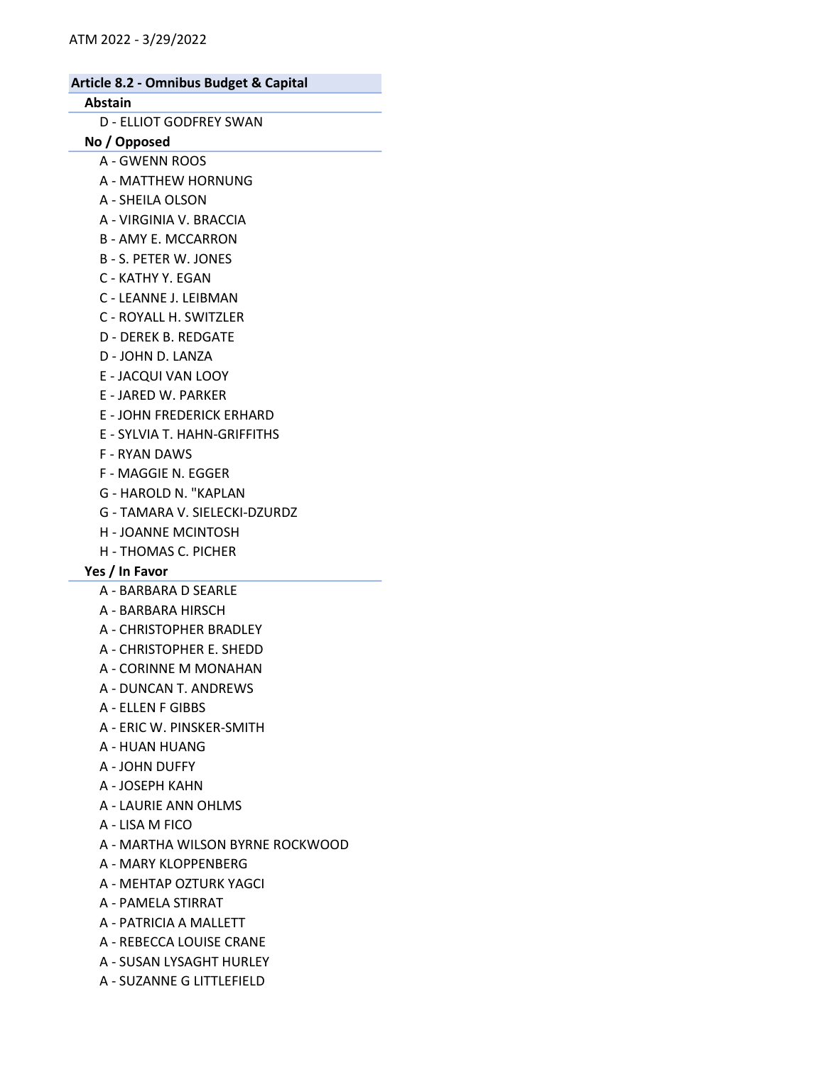## Article 8.2 - Omnibus Budget & Capital

### Abstain

- D - ELLIOT GODFREY SWAN

### No / Opposed

- A - GWENN ROOS
- A - MATTHEW HORNUNG
- A - SHEILA OLSON
- A - VIRGINIA V. BRACCIA
- B - AMY E. MCCARRON
- B - S. PETER W. JONES
- C - KATHY Y. EGAN
- C - LEANNE J. LEIBMAN
- C - ROYALL H. SWITZLER
- D - DEREK B. REDGATE
- D - JOHN D. LANZA
- E - JACQUI VAN LOOY
- E - JARED W. PARKER
- E - JOHN FREDERICK ERHARD
- E - SYLVIA T. HAHN-GRIFFITHS
- F - RYAN DAWS
- F - MAGGIE N. EGGER
- G - HAROLD N. "KAPLAN
- G - TAMARA V. SIELECKI-DZURDZ
- H - JOANNE MCINTOSH
- H - THOMAS C. PICHER

### Yes / In Favor

- A - BARBARA D SEARLE
- A - BARBARA HIRSCH
- A - CHRISTOPHER BRADLEY
- A - CHRISTOPHER E. SHEDD
- A - CORINNE M MONAHAN
- A - DUNCAN T. ANDREWS
- A - ELLEN F GIBBS
- A - ERIC W. PINSKER-SMITH
- A - HUAN HUANG
- A - JOHN DUFFY
- A - JOSEPH KAHN
- A - LAURIE ANN OHLMS
- A - LISA M FICO
- A - MARTHA WILSON BYRNE ROCKWOOD
- A - MARY KLOPPENBERG
- A - MEHTAP OZTURK YAGCI
- A - PAMELA STIRRAT
- A - PATRICIA A MALLETT
- A - REBECCA LOUISE CRANE
- A - SUSAN LYSAGHT HURLEY
- A - SUZANNE G LITTLEFIELD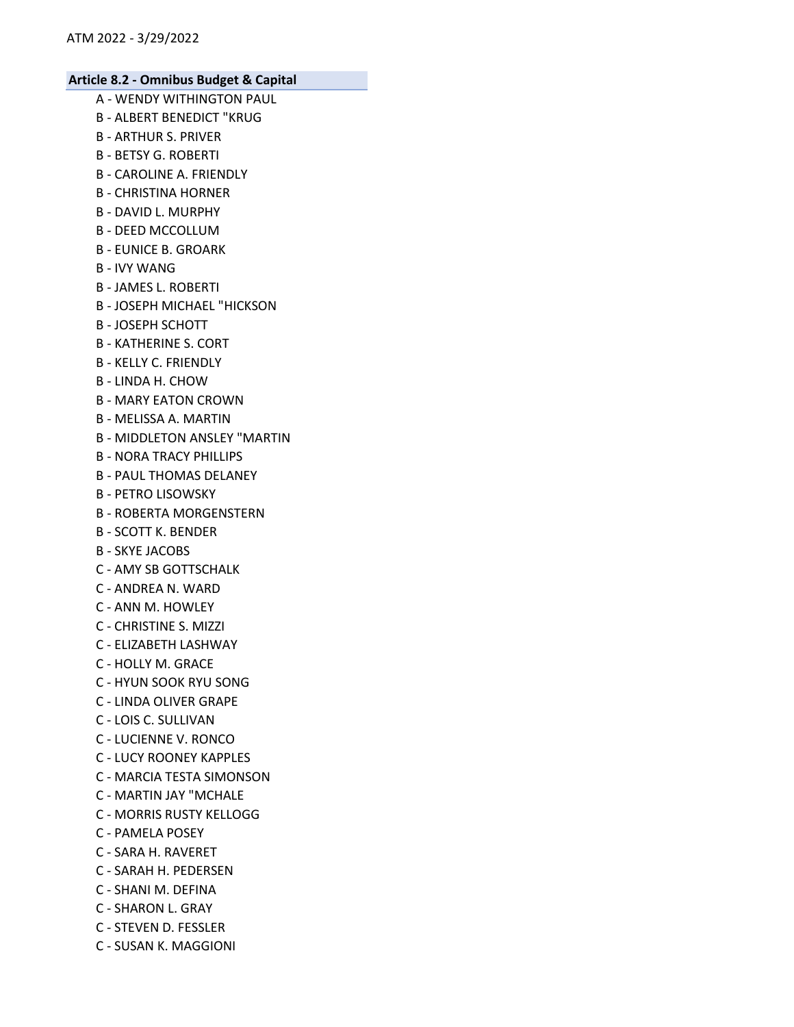## Article 8.2 - Omnibus Budget & Capital

A - WENDY WITHINGTON PAUL
B - ALBERT BENEDICT "KRUG
B - ARTHUR S. PRIVER
B - BETSY G. ROBERTI
B - CAROLINE A. FRIENDLY
B - CHRISTINA HORNER
B - DAVID L. MURPHY
B - DEED MCCOLLUM
B - EUNICE B. GROARK
B - IVY WANG
B - JAMES L. ROBERTI
B - JOSEPH MICHAEL "HICKSON
B - JOSEPH SCHOTT
B - KATHERINE S. CORT
B - KELLY C. FRIENDLY
B - LINDA H. CHOW
B - MARY EATON CROWN
B - MELISSA A. MARTIN
B - MIDDLETON ANSLEY "MARTIN
B - NORA TRACY PHILLIPS
B - PAUL THOMAS DELANEY
B - PETRO LISOWSKY
B - ROBERTA MORGENSTERN
B - SCOTT K. BENDER
B - SKYE JACOBS
C - AMY SB GOTTSCHALK
C - ANDREA N. WARD
C - ANN M. HOWLEY
C - CHRISTINE S. MIZZI
C - ELIZABETH LASHWAY
C - HOLLY M. GRACE
C - HYUN SOOK RYU SONG
C - LINDA OLIVER GRAPE
C - LOIS C. SULLIVAN
C - LUCIENNE V. RONCO
C - LUCY ROONEY KAPPLES
C - MARCIA TESTA SIMONSON
C - MARTIN JAY "MCHALE
C - MORRIS RUSTY KELLOGG
C - PAMELA POSEY
C - SARA H. RAVERET
C - SARAH H. PEDERSEN
C - SHANI M. DEFINA
C - SHARON L. GRAY
C - STEVEN D. FESSLER
C - SUSAN K. MAGGIONI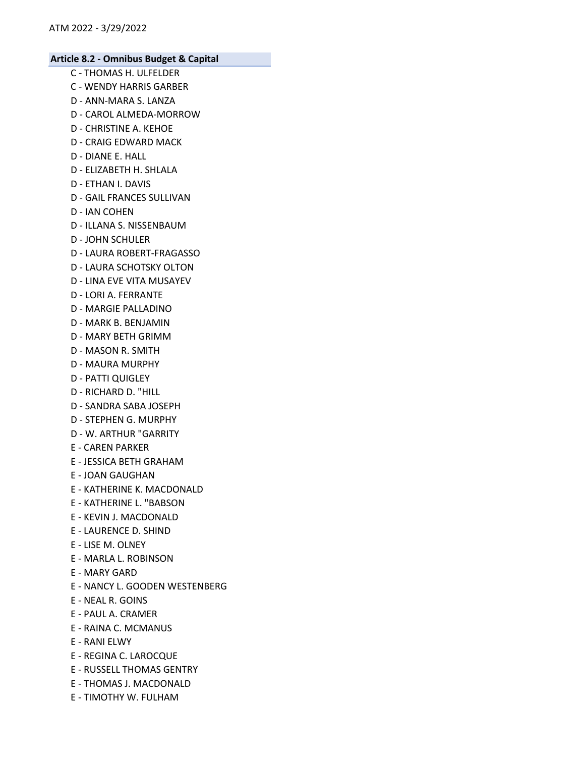**Article 8.2 - Omnibus Budget & Capital**

C - THOMAS H. ULFELDER
C - WENDY HARRIS GARBER
D - ANN-MARA S. LANZA
D - CAROL ALMEDA-MORROW
D - CHRISTINE A. KEHOE
D - CRAIG EDWARD MACK
D - DIANE E. HALL
D - ELIZABETH H. SHLALA
D - ETHAN I. DAVIS
D - GAIL FRANCES SULLIVAN
D - IAN COHEN
D - ILLANA S. NISSENBAUM
D - JOHN SCHULER
D - LAURA ROBERT-FRAGASSO
D - LAURA SCHOTSKY OLTON
D - LINA EVE VITA MUSAYEV
D - LORI A. FERRANTE
D - MARGIE PALLADINO
D - MARK B. BENJAMIN
D - MARY BETH GRIMM
D - MASON R. SMITH
D - MAURA MURPHY
D - PATTI QUIGLEY
D - RICHARD D. "HILL
D - SANDRA SABA JOSEPH
D - STEPHEN G. MURPHY
D - W. ARTHUR "GARRITY
E - CAREN PARKER
E - JESSICA BETH GRAHAM
E - JOAN GAUGHAN
E - KATHERINE K. MACDONALD
E - KATHERINE L. "BABSON
E - KEVIN J. MACDONALD
E - LAURENCE D. SHIND
E - LISE M. OLNEY
E - MARLA L. ROBINSON
E - MARY GARD
E - NANCY L. GOODEN WESTENBERG
E - NEAL R. GOINS
E - PAUL A. CRAMER
E - RAINA C. MCMANUS
E - RANI ELWY
E - REGINA C. LAROCQUE
E - RUSSELL THOMAS GENTRY
E - THOMAS J. MACDONALD
E - TIMOTHY W. FULHAM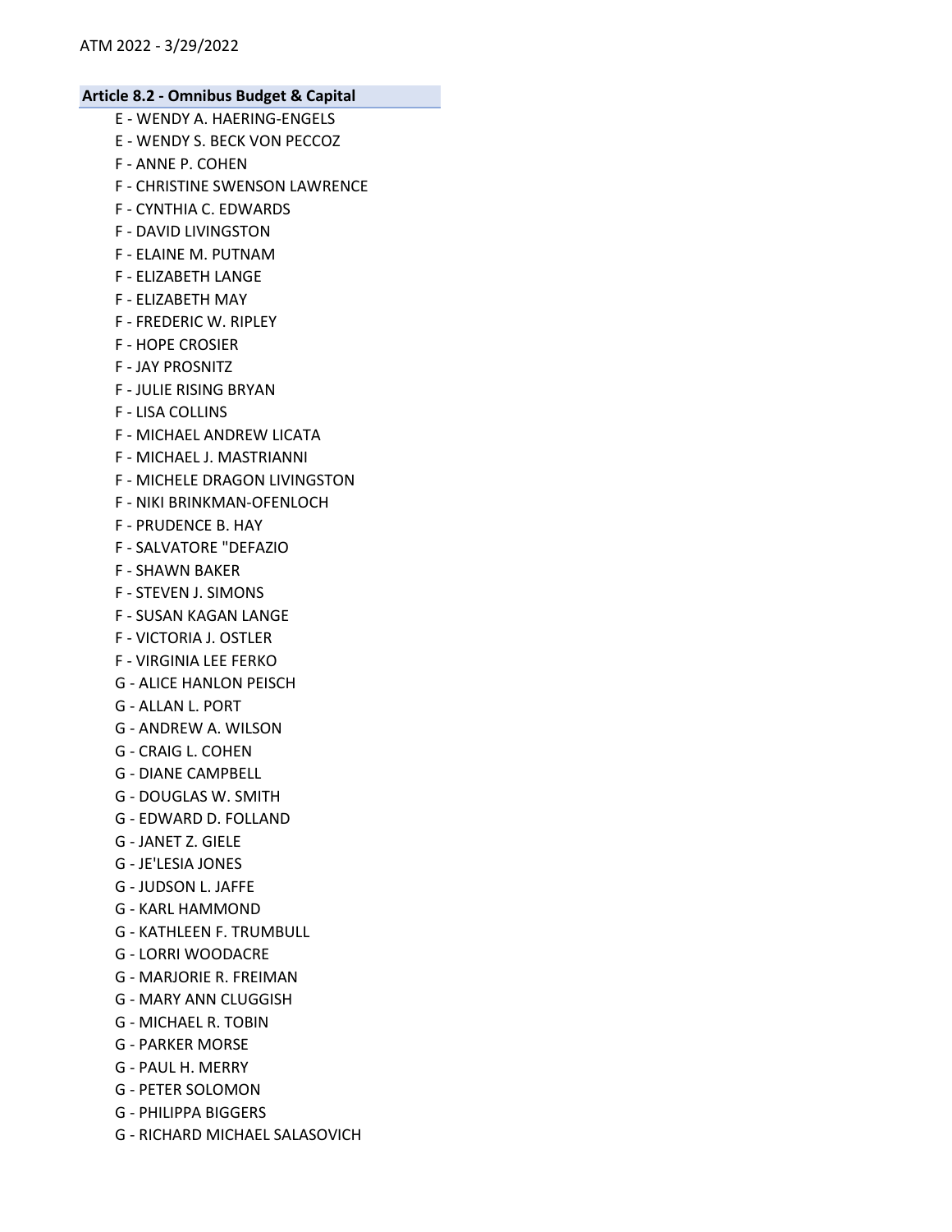## Article 8.2 - Omnibus Budget & Capital

E - WENDY A. HAERING-ENGELS
E - WENDY S. BECK VON PECCOZ
F - ANNE P. COHEN
F - CHRISTINE SWENSON LAWRENCE
F - CYNTHIA C. EDWARDS
F - DAVID LIVINGSTON
F - ELAINE M. PUTNAM
F - ELIZABETH LANGE
F - ELIZABETH MAY
F - FREDERIC W. RIPLEY
F - HOPE CROSIER
F - JAY PROSNITZ
F - JULIE RISING BRYAN
F - LISA COLLINS
F - MICHAEL ANDREW LICATA
F - MICHAEL J. MASTRIANNI
F - MICHELE DRAGON LIVINGSTON
F - NIKI BRINKMAN-OFENLOCH
F - PRUDENCE B. HAY
F - SALVATORE "DEFAZIO
F - SHAWN BAKER
F - STEVEN J. SIMONS
F - SUSAN KAGAN LANGE
F - VICTORIA J. OSTLER
F - VIRGINIA LEE FERKO
G - ALICE HANLON PEISCH
G - ALLAN L. PORT
G - ANDREW A. WILSON
G - CRAIG L. COHEN
G - DIANE CAMPBELL
G - DOUGLAS W. SMITH
G - EDWARD D. FOLLAND
G - JANET Z. GIELE
G - JE'LESIA JONES
G - JUDSON L. JAFFE
G - KARL HAMMOND
G - KATHLEEN F. TRUMBULL
G - LORRI WOODACRE
G - MARJORIE R. FREIMAN
G - MARY ANN CLUGGISH
G - MICHAEL R. TOBIN
G - PARKER MORSE
G - PAUL H. MERRY
G - PETER SOLOMON
G - PHILIPPA BIGGERS
G - RICHARD MICHAEL SALASOVICH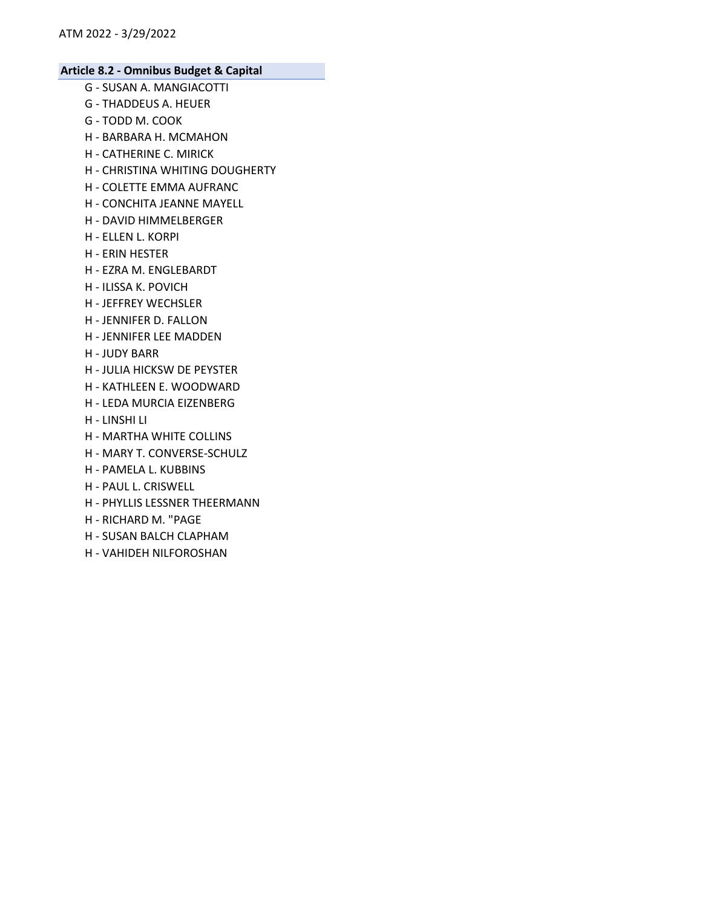**Article 8.2 - Omnibus Budget & Capital**

G - SUSAN A. MANGIACOTTI
G - THADDEUS A. HEUER
G - TODD M. COOK
H - BARBARA H. MCMAHON
H - CATHERINE C. MIRICK
H - CHRISTINA WHITING DOUGHERTY
H - COLETTE EMMA AUFRANC
H - CONCHITA JEANNE MAYELL
H - DAVID HIMMELBERGER
H - ELLEN L. KORPI
H - ERIN HESTER
H - EZRA M. ENGLEBARDT
H - ILISSA K. POVICH
H - JEFFREY WECHSLER
H - JENNIFER D. FALLON
H - JENNIFER LEE MADDEN
H - JUDY BARR
H - JULIA HICKSW DE PEYSTER
H - KATHLEEN E. WOODWARD
H - LEDA MURCIA EIZENBERG
H - LINSHI LI
H - MARTHA WHITE COLLINS
H - MARY T. CONVERSE-SCHULZ
H - PAMELA L. KUBBINS
H - PAUL L. CRISWELL
H - PHYLLIS LESSNER THEERMANN
H - RICHARD M. "PAGE
H - SUSAN BALCH CLAPHAM
H - VAHIDEH NILFOROSHAN